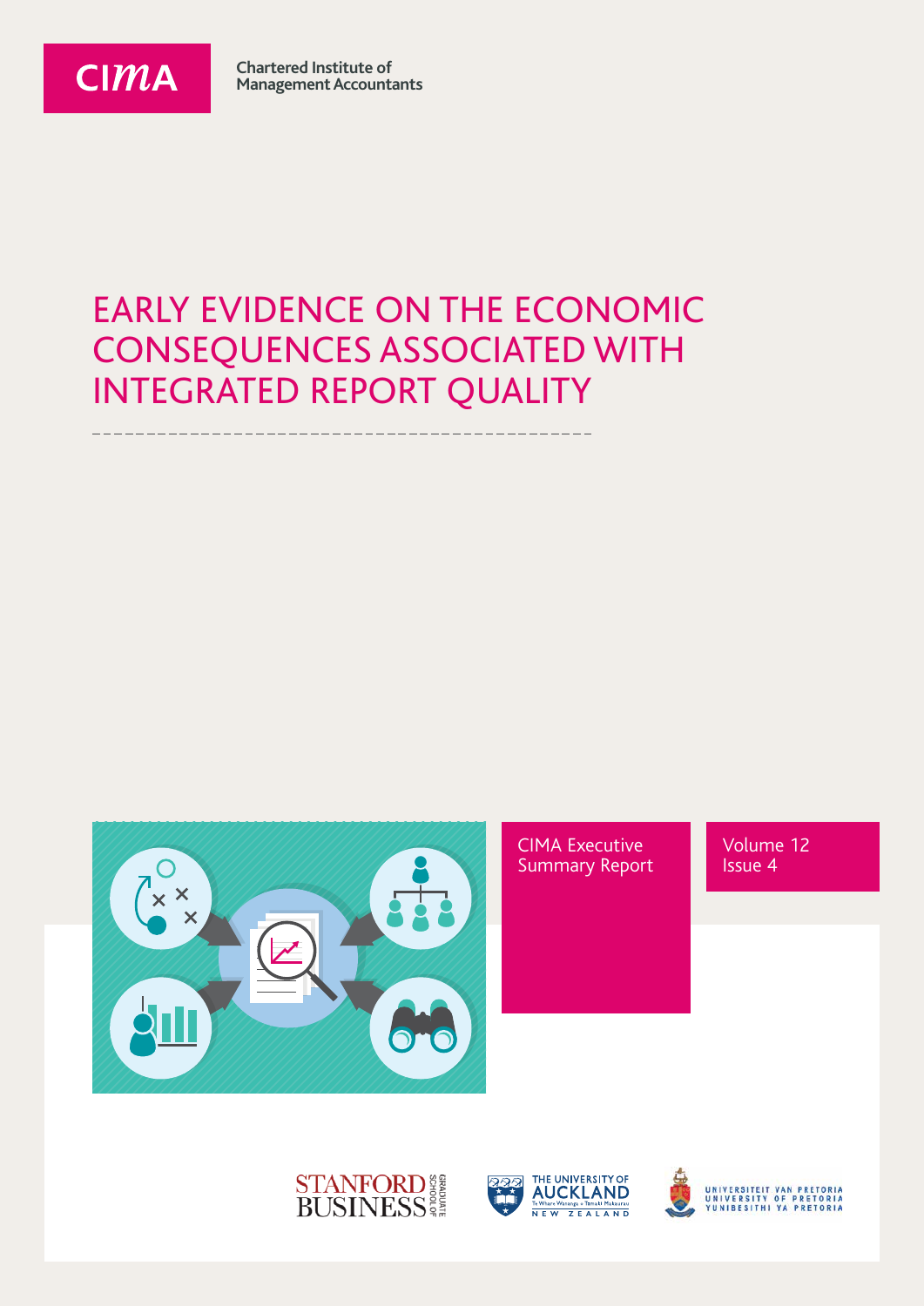CIMA

Chartered Institute of Management Accountants

# EARLY EVIDENCE ON THE ECONOMIC CONSEQUENCES ASSOCIATED WITH INTEGRATED REPORT QUALITY

CIMA Executive Summary Report

Volume 12 Issue 4

STANFORD BUSINESS GRADUATE SCHOOL OF

THE UNIVERSITY OF AUCKLAND Te Whare Wānanga o Tāmaki Makaurau NEW ZEALAND

UNIVERSITEIT VAN PRETORIA UNIVERSITY OF PRETORIA YUNIBESITHI YA PRETORIA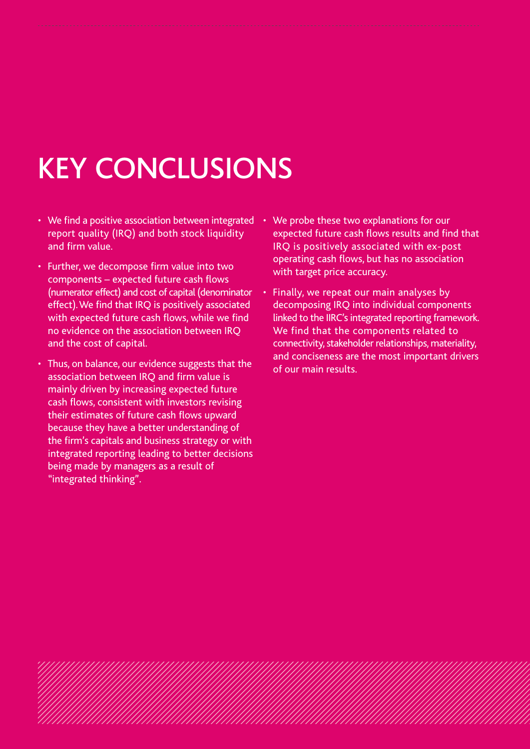# KEY CONCLUSIONS

- We find a positive association between integrated report quality (IRQ) and both stock liquidity and firm value.
- Further, we decompose firm value into two components – expected future cash flows (numerator effect) and cost of capital (denominator effect). We find that IRQ is positively associated with expected future cash flows, while we find no evidence on the association between IRQ and the cost of capital.
- Thus, on balance, our evidence suggests that the association between IRQ and firm value is mainly driven by increasing expected future cash flows, consistent with investors revising their estimates of future cash flows upward because they have a better understanding of the firm's capitals and business strategy or with integrated reporting leading to better decisions being made by managers as a result of "integrated thinking".
- We probe these two explanations for our expected future cash flows results and find that IRQ is positively associated with ex-post operating cash flows, but has no association with target price accuracy.
- Finally, we repeat our main analyses by decomposing IRQ into individual components linked to the IIRC's integrated reporting framework. We find that the components related to connectivity, stakeholder relationships, materiality, and conciseness are the most important drivers of our main results.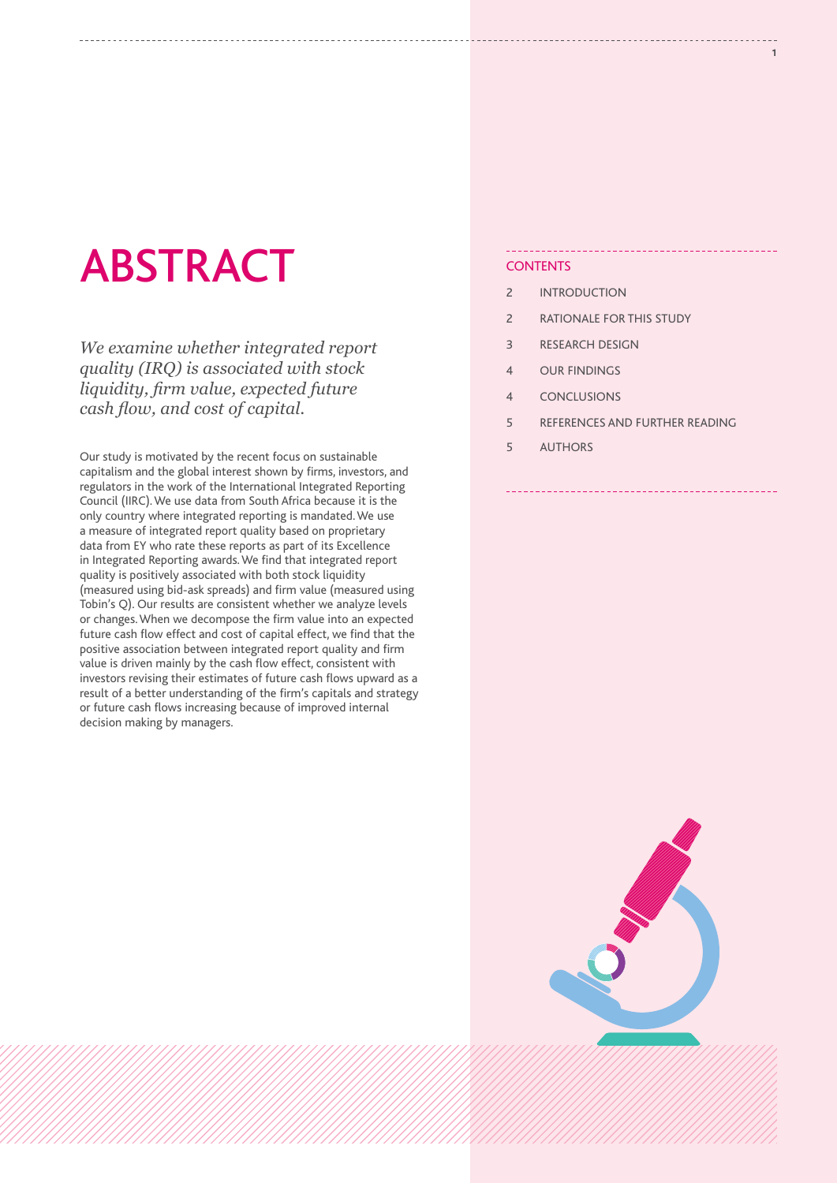# ABSTRACT

*We examine whether integrated report quality (IRQ) is associated with stock liquidity, firm value, expected future cash flow, and cost of capital.*

Our study is motivated by the recent focus on sustainable capitalism and the global interest shown by firms, investors, and regulators in the work of the International Integrated Reporting Council (IIRC). We use data from South Africa because it is the only country where integrated reporting is mandated. We use a measure of integrated report quality based on proprietary data from EY who rate these reports as part of its Excellence in Integrated Reporting awards. We find that integrated report quality is positively associated with both stock liquidity (measured using bid-ask spreads) and firm value (measured using Tobin's Q). Our results are consistent whether we analyze levels or changes. When we decompose the firm value into an expected future cash flow effect and cost of capital effect, we find that the positive association between integrated report quality and firm value is driven mainly by the cash flow effect, consistent with investors revising their estimates of future cash flows upward as a result of a better understanding of the firm's capitals and strategy or future cash flows increasing because of improved internal decision making by managers.

## CONTENTS

| | |
|---|---|
| 2 | INTRODUCTION |
| 2 | RATIONALE FOR THIS STUDY |
| 3 | RESEARCH DESIGN |
| 4 | OUR FINDINGS |
| 4 | CONCLUSIONS |
| 5 | REFERENCES AND FURTHER READING |
| 5 | AUTHORS |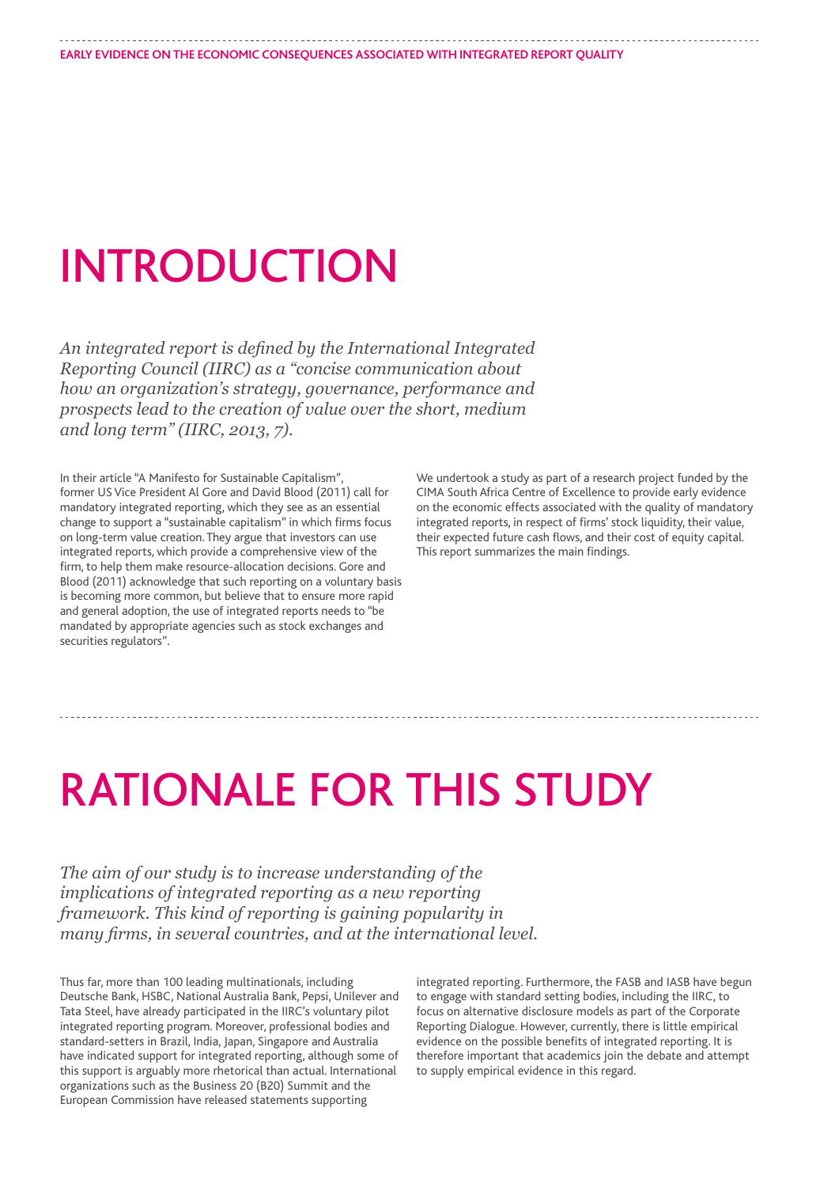# INTRODUCTION

*An integrated report is defined by the International Integrated Reporting Council (IIRC) as a "concise communication about how an organization's strategy, governance, performance and prospects lead to the creation of value over the short, medium and long term" (IIRC, 2013, 7).*

In their article "A Manifesto for Sustainable Capitalism", former US Vice President Al Gore and David Blood (2011) call for mandatory integrated reporting, which they see as an essential change to support a "sustainable capitalism" in which firms focus on long-term value creation. They argue that investors can use integrated reports, which provide a comprehensive view of the firm, to help them make resource-allocation decisions. Gore and Blood (2011) acknowledge that such reporting on a voluntary basis is becoming more common, but believe that to ensure more rapid and general adoption, the use of integrated reports needs to "be mandated by appropriate agencies such as stock exchanges and securities regulators".

We undertook a study as part of a research project funded by the CIMA South Africa Centre of Excellence to provide early evidence on the economic effects associated with the quality of mandatory integrated reports, in respect of firms' stock liquidity, their value, their expected future cash flows, and their cost of equity capital. This report summarizes the main findings.

# RATIONALE FOR THIS STUDY

*The aim of our study is to increase understanding of the implications of integrated reporting as a new reporting framework. This kind of reporting is gaining popularity in many firms, in several countries, and at the international level.*

Thus far, more than 100 leading multinationals, including Deutsche Bank, HSBC, National Australia Bank, Pepsi, Unilever and Tata Steel, have already participated in the IIRC's voluntary pilot integrated reporting program. Moreover, professional bodies and standard-setters in Brazil, India, Japan, Singapore and Australia have indicated support for integrated reporting, although some of this support is arguably more rhetorical than actual. International organizations such as the Business 20 (B20) Summit and the European Commission have released statements supporting integrated reporting. Furthermore, the FASB and IASB have begun to engage with standard setting bodies, including the IIRC, to focus on alternative disclosure models as part of the Corporate Reporting Dialogue. However, currently, there is little empirical evidence on the possible benefits of integrated reporting. It is therefore important that academics join the debate and attempt to supply empirical evidence in this regard.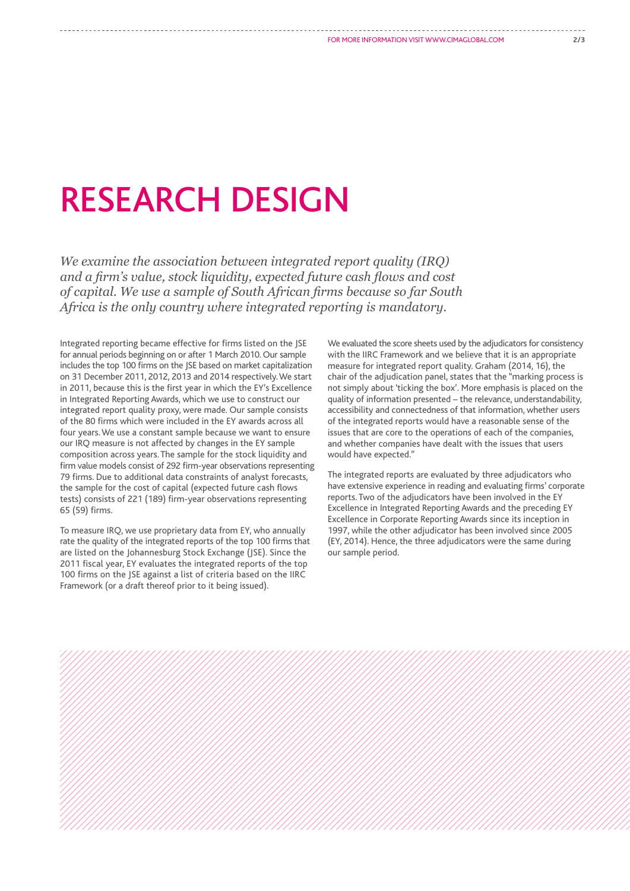# RESEARCH DESIGN

*We examine the association between integrated report quality (IRQ) and a firm's value, stock liquidity, expected future cash flows and cost of capital. We use a sample of South African firms because so far South Africa is the only country where integrated reporting is mandatory.*

Integrated reporting became effective for firms listed on the JSE for annual periods beginning on or after 1 March 2010. Our sample includes the top 100 firms on the JSE based on market capitalization on 31 December 2011, 2012, 2013 and 2014 respectively. We start in 2011, because this is the first year in which the EY's Excellence in Integrated Reporting Awards, which we use to construct our integrated report quality proxy, were made. Our sample consists of the 80 firms which were included in the EY awards across all four years. We use a constant sample because we want to ensure our IRQ measure is not affected by changes in the EY sample composition across years. The sample for the stock liquidity and firm value models consist of 292 firm-year observations representing 79 firms. Due to additional data constraints of analyst forecasts, the sample for the cost of capital (expected future cash flows tests) consists of 221 (189) firm-year observations representing 65 (59) firms.

To measure IRQ, we use proprietary data from EY, who annually rate the quality of the integrated reports of the top 100 firms that are listed on the Johannesburg Stock Exchange (JSE). Since the 2011 fiscal year, EY evaluates the integrated reports of the top 100 firms on the JSE against a list of criteria based on the IIRC Framework (or a draft thereof prior to it being issued).

We evaluated the score sheets used by the adjudicators for consistency with the IIRC Framework and we believe that it is an appropriate measure for integrated report quality. Graham (2014, 16), the chair of the adjudication panel, states that the "marking process is not simply about 'ticking the box'. More emphasis is placed on the quality of information presented – the relevance, understandability, accessibility and connectedness of that information, whether users of the integrated reports would have a reasonable sense of the issues that are core to the operations of each of the companies, and whether companies have dealt with the issues that users would have expected."

The integrated reports are evaluated by three adjudicators who have extensive experience in reading and evaluating firms' corporate reports. Two of the adjudicators have been involved in the EY Excellence in Integrated Reporting Awards and the preceding EY Excellence in Corporate Reporting Awards since its inception in 1997, while the other adjudicator has been involved since 2005 (EY, 2014). Hence, the three adjudicators were the same during our sample period.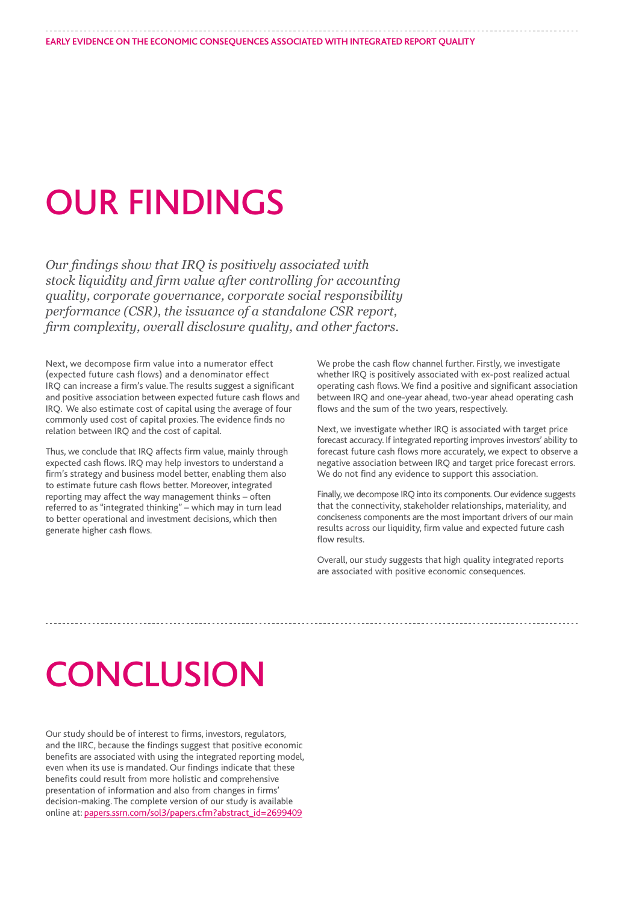# OUR FINDINGS

*Our findings show that IRQ is positively associated with stock liquidity and firm value after controlling for accounting quality, corporate governance, corporate social responsibility performance (CSR), the issuance of a standalone CSR report, firm complexity, overall disclosure quality, and other factors.*

Next, we decompose firm value into a numerator effect (expected future cash flows) and a denominator effect IRQ can increase a firm's value. The results suggest a significant and positive association between expected future cash flows and IRQ. We also estimate cost of capital using the average of four commonly used cost of capital proxies. The evidence finds no relation between IRQ and the cost of capital.

Thus, we conclude that IRQ affects firm value, mainly through expected cash flows. IRQ may help investors to understand a firm's strategy and business model better, enabling them also to estimate future cash flows better. Moreover, integrated reporting may affect the way management thinks – often referred to as "integrated thinking" – which may in turn lead to better operational and investment decisions, which then generate higher cash flows.

We probe the cash flow channel further. Firstly, we investigate whether IRQ is positively associated with ex-post realized actual operating cash flows. We find a positive and significant association between IRQ and one-year ahead, two-year ahead operating cash flows and the sum of the two years, respectively.

Next, we investigate whether IRQ is associated with target price forecast accuracy. If integrated reporting improves investors' ability to forecast future cash flows more accurately, we expect to observe a negative association between IRQ and target price forecast errors. We do not find any evidence to support this association.

Finally, we decompose IRQ into its components. Our evidence suggests that the connectivity, stakeholder relationships, materiality, and conciseness components are the most important drivers of our main results across our liquidity, firm value and expected future cash flow results.

Overall, our study suggests that high quality integrated reports are associated with positive economic consequences.

# CONCLUSION

Our study should be of interest to firms, investors, regulators, and the IIRC, because the findings suggest that positive economic benefits are associated with using the integrated reporting model, even when its use is mandated. Our findings indicate that these benefits could result from more holistic and comprehensive presentation of information and also from changes in firms' decision-making. The complete version of our study is available online at: papers.ssrn.com/sol3/papers.cfm?abstract_id=2699409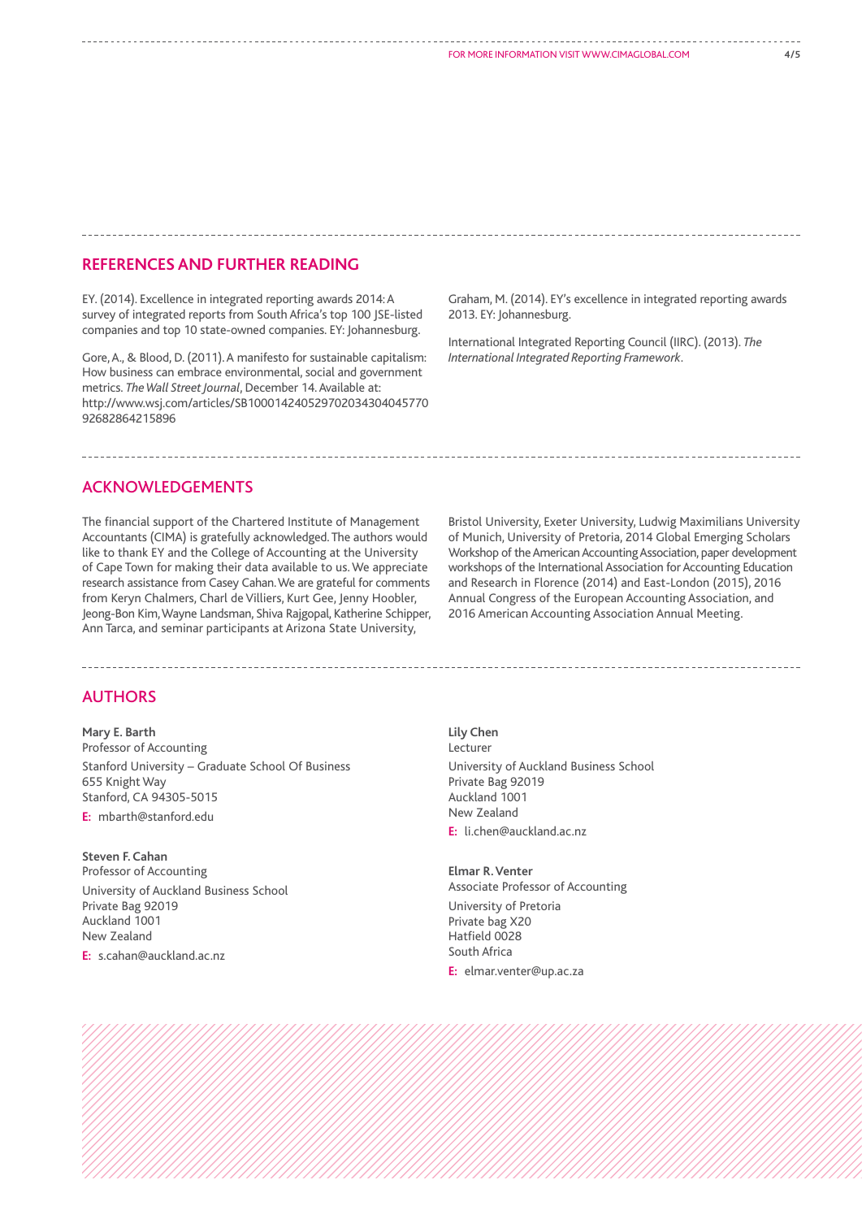## REFERENCES AND FURTHER READING

EY. (2014). Excellence in integrated reporting awards 2014: A survey of integrated reports from South Africa's top 100 JSE-listed companies and top 10 state-owned companies. EY: Johannesburg.

Gore, A., & Blood, D. (2011). A manifesto for sustainable capitalism: How business can embrace environmental, social and government metrics. *The Wall Street Journal*, December 14. Available at: http://www.wsj.com/articles/SB10001424052970203430404577092682864215896

Graham, M. (2014). EY's excellence in integrated reporting awards 2013. EY: Johannesburg.

International Integrated Reporting Council (IIRC). (2013). *The International Integrated Reporting Framework*.

## ACKNOWLEDGEMENTS

The financial support of the Chartered Institute of Management Accountants (CIMA) is gratefully acknowledged. The authors would like to thank EY and the College of Accounting at the University of Cape Town for making their data available to us. We appreciate research assistance from Casey Cahan. We are grateful for comments from Keryn Chalmers, Charl de Villiers, Kurt Gee, Jenny Hoobler, Jeong-Bon Kim, Wayne Landsman, Shiva Rajgopal, Katherine Schipper, Ann Tarca, and seminar participants at Arizona State University, Bristol University, Exeter University, Ludwig Maximilians University of Munich, University of Pretoria, 2014 Global Emerging Scholars Workshop of the American Accounting Association, paper development workshops of the International Association for Accounting Education and Research in Florence (2014) and East-London (2015), 2016 Annual Congress of the European Accounting Association, and 2016 American Accounting Association Annual Meeting.

## AUTHORS

**Mary E. Barth**
Professor of Accounting
Stanford University – Graduate School Of Business
655 Knight Way
Stanford, CA 94305-5015
**E:** mbarth@stanford.edu

**Steven F. Cahan**
Professor of Accounting
University of Auckland Business School
Private Bag 92019
Auckland 1001
New Zealand
**E:** s.cahan@auckland.ac.nz

**Lily Chen**
Lecturer
University of Auckland Business School
Private Bag 92019
Auckland 1001
New Zealand
**E:** li.chen@auckland.ac.nz

**Elmar R. Venter**
Associate Professor of Accounting
University of Pretoria
Private bag X20
Hatfield 0028
South Africa
**E:** elmar.venter@up.ac.za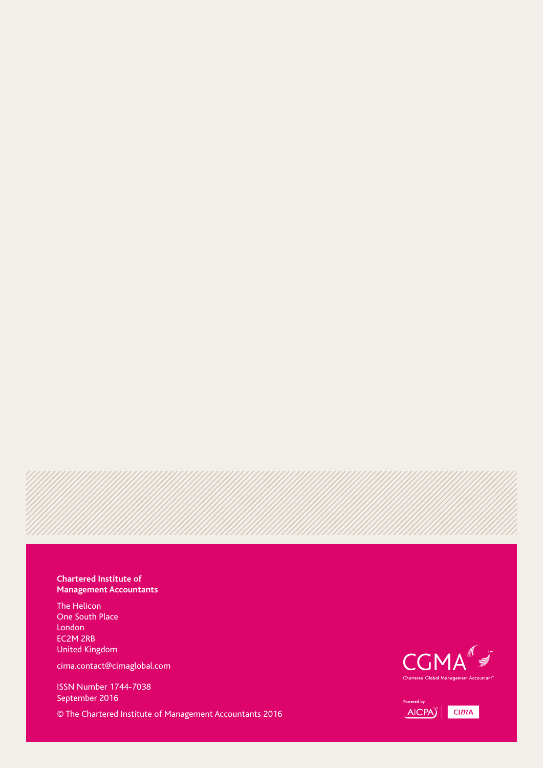**Chartered Institute of Management Accountants**

The Helicon
One South Place
London
EC2M 2RB
United Kingdom

cima.contact@cimaglobal.com

ISSN Number 1744-7038
September 2016

© The Chartered Institute of Management Accountants 2016

CGMA
Chartered Global Management Accountant™

Powered by
AICPA | CIMA